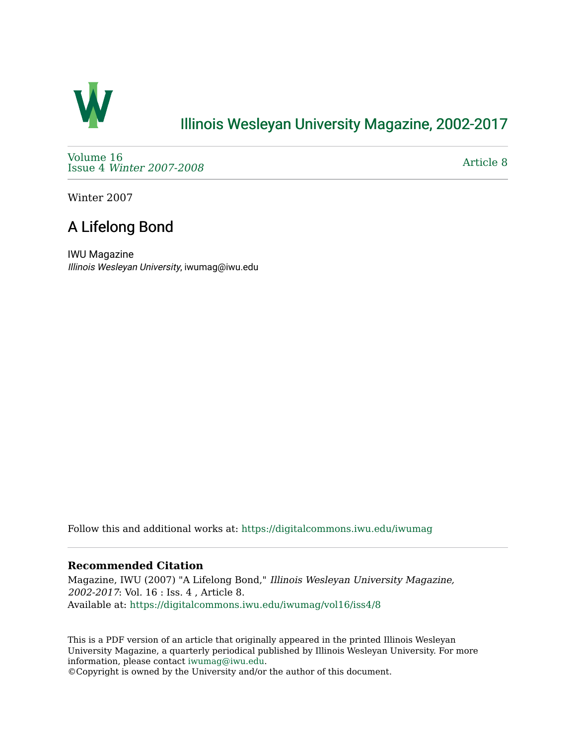# Illinois Wesleyan University Magazine, 2002-2017

Volume 16
Issue 4 *Winter 2007-2008*

Article 8

Winter 2007

## A Lifelong Bond

IWU Magazine
*Illinois Wesleyan University*, iwumag@iwu.edu

Follow this and additional works at: https://digitalcommons.iwu.edu/iwumag

### Recommended Citation

Magazine, IWU (2007) "A Lifelong Bond," *Illinois Wesleyan University Magazine, 2002-2017*: Vol. 16 : Iss. 4 , Article 8.
Available at: https://digitalcommons.iwu.edu/iwumag/vol16/iss4/8

This is a PDF version of an article that originally appeared in the printed Illinois Wesleyan University Magazine, a quarterly periodical published by Illinois Wesleyan University. For more information, please contact iwumag@iwu.edu.
©Copyright is owned by the University and/or the author of this document.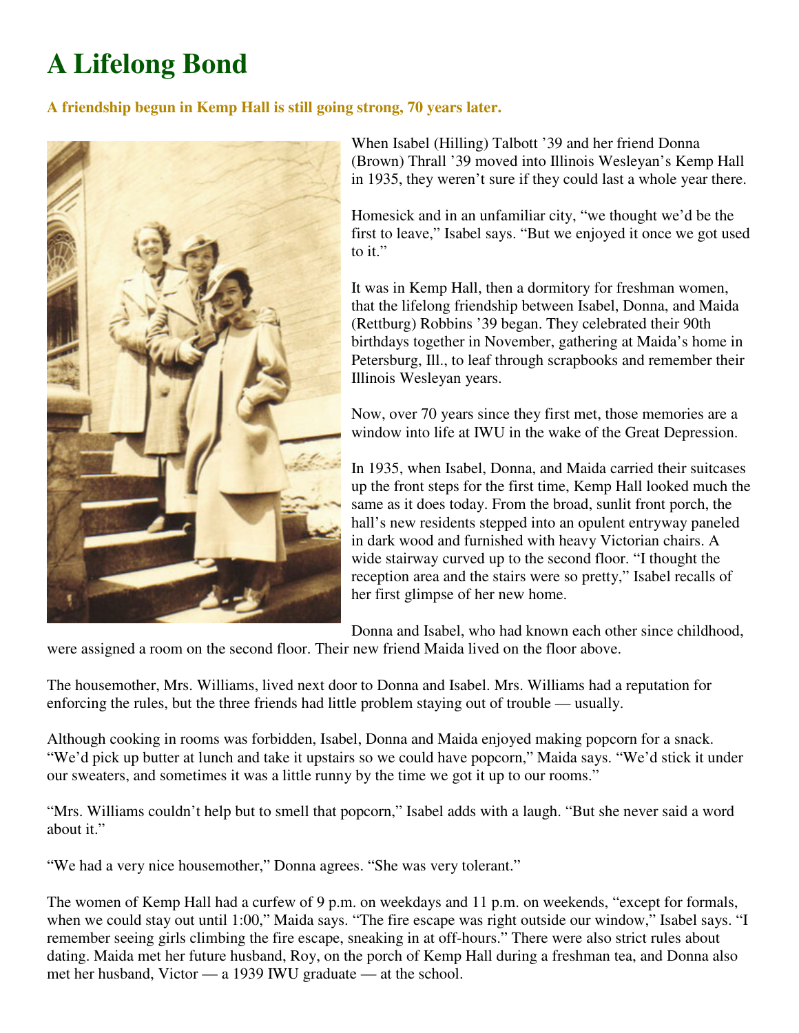# A Lifelong Bond

**A friendship begun in Kemp Hall is still going strong, 70 years later.**

When Isabel (Hilling) Talbott '39 and her friend Donna (Brown) Thrall '39 moved into Illinois Wesleyan's Kemp Hall in 1935, they weren't sure if they could last a whole year there.

Homesick and in an unfamiliar city, "we thought we'd be the first to leave," Isabel says. "But we enjoyed it once we got used to it."

It was in Kemp Hall, then a dormitory for freshman women, that the lifelong friendship between Isabel, Donna, and Maida (Rettburg) Robbins '39 began. They celebrated their 90th birthdays together in November, gathering at Maida's home in Petersburg, Ill., to leaf through scrapbooks and remember their Illinois Wesleyan years.

Now, over 70 years since they first met, those memories are a window into life at IWU in the wake of the Great Depression.

In 1935, when Isabel, Donna, and Maida carried their suitcases up the front steps for the first time, Kemp Hall looked much the same as it does today. From the broad, sunlit front porch, the hall's new residents stepped into an opulent entryway paneled in dark wood and furnished with heavy Victorian chairs. A wide stairway curved up to the second floor. "I thought the reception area and the stairs were so pretty," Isabel recalls of her first glimpse of her new home.

Donna and Isabel, who had known each other since childhood, were assigned a room on the second floor. Their new friend Maida lived on the floor above.

The housemother, Mrs. Williams, lived next door to Donna and Isabel. Mrs. Williams had a reputation for enforcing the rules, but the three friends had little problem staying out of trouble — usually.

Although cooking in rooms was forbidden, Isabel, Donna and Maida enjoyed making popcorn for a snack. "We'd pick up butter at lunch and take it upstairs so we could have popcorn," Maida says. "We'd stick it under our sweaters, and sometimes it was a little runny by the time we got it up to our rooms."

"Mrs. Williams couldn't help but to smell that popcorn," Isabel adds with a laugh. "But she never said a word about it."

"We had a very nice housemother," Donna agrees. "She was very tolerant."

The women of Kemp Hall had a curfew of 9 p.m. on weekdays and 11 p.m. on weekends, "except for formals, when we could stay out until 1:00," Maida says. "The fire escape was right outside our window," Isabel says. "I remember seeing girls climbing the fire escape, sneaking in at off-hours." There were also strict rules about dating. Maida met her future husband, Roy, on the porch of Kemp Hall during a freshman tea, and Donna also met her husband, Victor — a 1939 IWU graduate — at the school.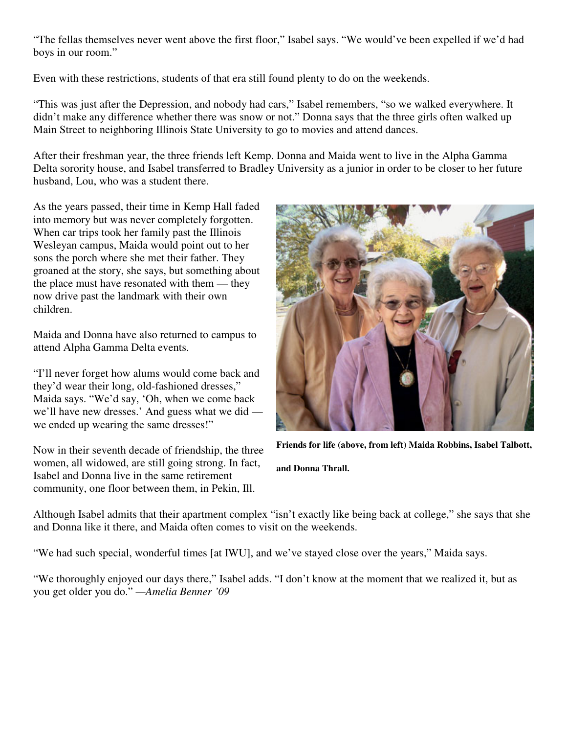"The fellas themselves never went above the first floor," Isabel says. "We would've been expelled if we'd had boys in our room."

Even with these restrictions, students of that era still found plenty to do on the weekends.

"This was just after the Depression, and nobody had cars," Isabel remembers, "so we walked everywhere. It didn't make any difference whether there was snow or not." Donna says that the three girls often walked up Main Street to neighboring Illinois State University to go to movies and attend dances.

After their freshman year, the three friends left Kemp. Donna and Maida went to live in the Alpha Gamma Delta sorority house, and Isabel transferred to Bradley University as a junior in order to be closer to her future husband, Lou, who was a student there.

As the years passed, their time in Kemp Hall faded into memory but was never completely forgotten. When car trips took her family past the Illinois Wesleyan campus, Maida would point out to her sons the porch where she met their father. They groaned at the story, she says, but something about the place must have resonated with them — they now drive past the landmark with their own children.

Maida and Donna have also returned to campus to attend Alpha Gamma Delta events.

"I'll never forget how alums would come back and they'd wear their long, old-fashioned dresses," Maida says. "We'd say, 'Oh, when we come back we'll have new dresses.' And guess what we did — we ended up wearing the same dresses!"

Now in their seventh decade of friendship, the three women, all widowed, are still going strong. In fact, Isabel and Donna live in the same retirement community, one floor between them, in Pekin, Ill.

**Friends for life (above, from left) Maida Robbins, Isabel Talbott, and Donna Thrall.**

Although Isabel admits that their apartment complex "isn't exactly like being back at college," she says that she and Donna like it there, and Maida often comes to visit on the weekends.

"We had such special, wonderful times [at IWU], and we've stayed close over the years," Maida says.

"We thoroughly enjoyed our days there," Isabel adds. "I don't know at the moment that we realized it, but as you get older you do." *—Amelia Benner '09*